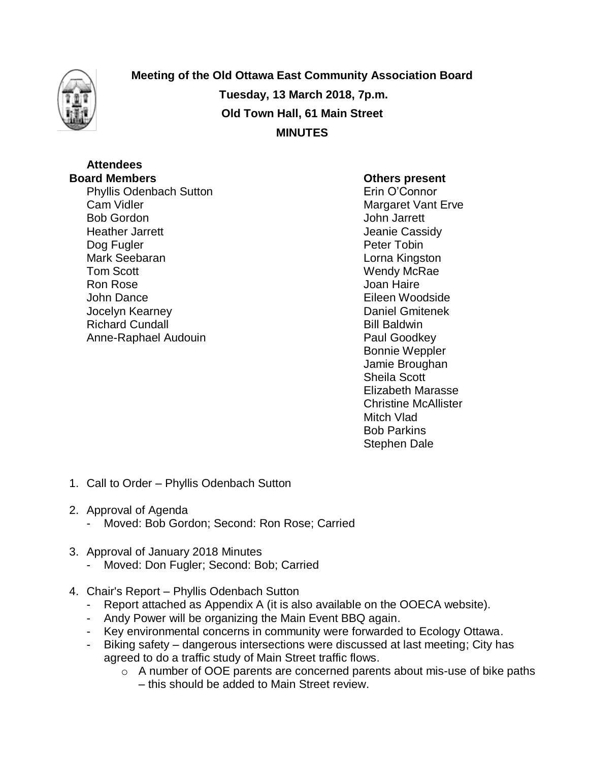# Meeting of the Old Ottawa East Community Association Board

**Tuesday, 13 March 2018, 7p.m.**

**Old Town Hall, 61 Main Street**

**MINUTES**

**Attendees**

**Board Members**

Phyllis Odenbach Sutton
Cam Vidler
Bob Gordon
Heather Jarrett
Dog Fugler
Mark Seebaran
Tom Scott
Ron Rose
John Dance
Jocelyn Kearney
Richard Cundall
Anne-Raphael Audouin

**Others present**

Erin O'Connor
Margaret Vant Erve
John Jarrett
Jeanie Cassidy
Peter Tobin
Lorna Kingston
Wendy McRae
Joan Haire
Eileen Woodside
Daniel Gmitenek
Bill Baldwin
Paul Goodkey
Bonnie Weppler
Jamie Broughan
Sheila Scott
Elizabeth Marasse
Christine McAllister
Mitch Vlad
Bob Parkins
Stephen Dale

1. Call to Order – Phyllis Odenbach Sutton

2. Approval of Agenda
   - Moved: Bob Gordon; Second: Ron Rose; Carried

3. Approval of January 2018 Minutes
   - Moved: Don Fugler; Second: Bob; Carried

4. Chair's Report – Phyllis Odenbach Sutton
   - Report attached as Appendix A (it is also available on the OOECA website).
   - Andy Power will be organizing the Main Event BBQ again.
   - Key environmental concerns in community were forwarded to Ecology Ottawa.
   - Biking safety – dangerous intersections were discussed at last meeting; City has agreed to do a traffic study of Main Street traffic flows.
     - A number of OOE parents are concerned parents about mis-use of bike paths – this should be added to Main Street review.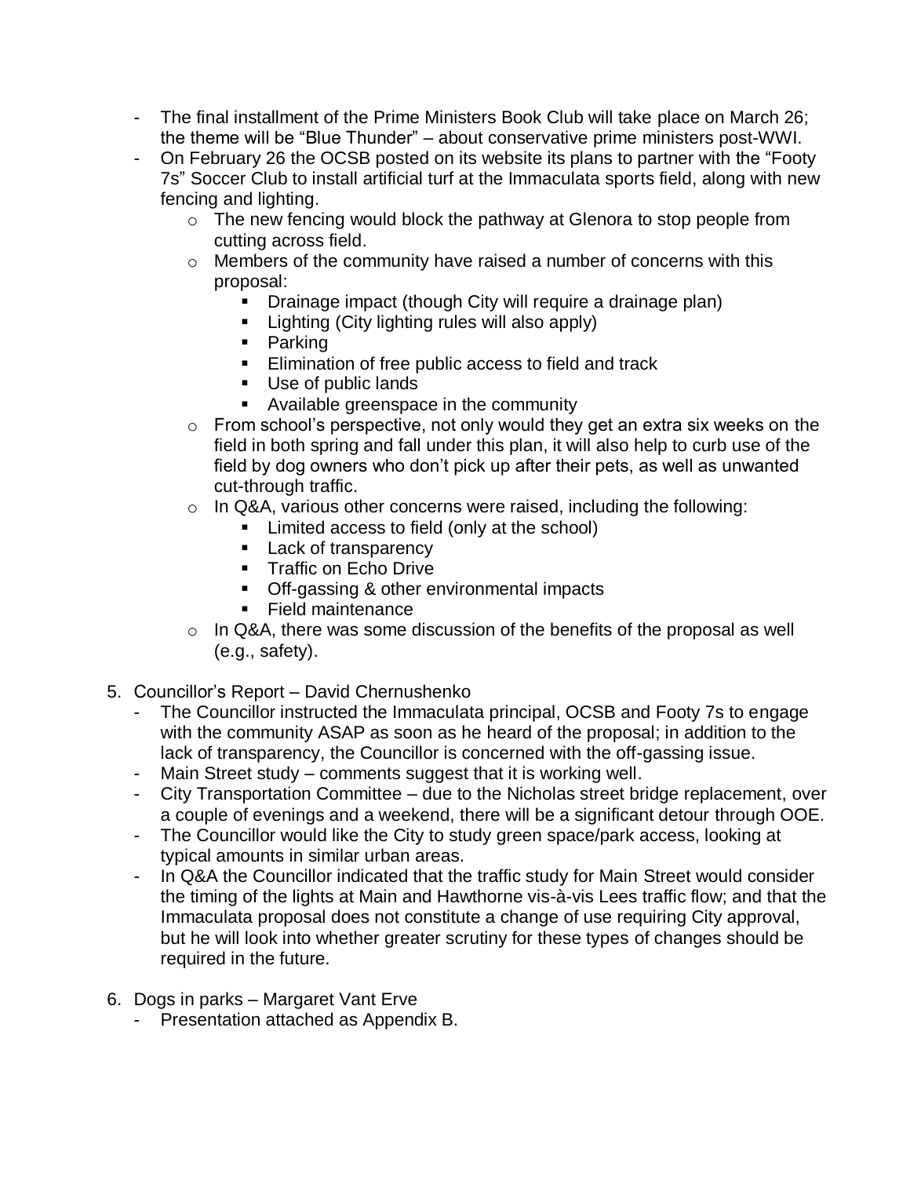- The final installment of the Prime Ministers Book Club will take place on March 26; the theme will be "Blue Thunder" – about conservative prime ministers post-WWI.
- On February 26 the OCSB posted on its website its plans to partner with the "Footy 7s" Soccer Club to install artificial turf at the Immaculata sports field, along with new fencing and lighting.
    - The new fencing would block the pathway at Glenora to stop people from cutting across field.
    - Members of the community have raised a number of concerns with this proposal:
        - Drainage impact (though City will require a drainage plan)
        - Lighting (City lighting rules will also apply)
        - Parking
        - Elimination of free public access to field and track
        - Use of public lands
        - Available greenspace in the community
    - From school's perspective, not only would they get an extra six weeks on the field in both spring and fall under this plan, it will also help to curb use of the field by dog owners who don't pick up after their pets, as well as unwanted cut-through traffic.
    - In Q&A, various other concerns were raised, including the following:
        - Limited access to field (only at the school)
        - Lack of transparency
        - Traffic on Echo Drive
        - Off-gassing & other environmental impacts
        - Field maintenance
    - In Q&A, there was some discussion of the benefits of the proposal as well (e.g., safety).

5. Councillor's Report – David Chernushenko
    - The Councillor instructed the Immaculata principal, OCSB and Footy 7s to engage with the community ASAP as soon as he heard of the proposal; in addition to the lack of transparency, the Councillor is concerned with the off-gassing issue.
    - Main Street study – comments suggest that it is working well.
    - City Transportation Committee – due to the Nicholas street bridge replacement, over a couple of evenings and a weekend, there will be a significant detour through OOE.
    - The Councillor would like the City to study green space/park access, looking at typical amounts in similar urban areas.
    - In Q&A the Councillor indicated that the traffic study for Main Street would consider the timing of the lights at Main and Hawthorne vis-à-vis Lees traffic flow; and that the Immaculata proposal does not constitute a change of use requiring City approval, but he will look into whether greater scrutiny for these types of changes should be required in the future.

6. Dogs in parks – Margaret Vant Erve
    - Presentation attached as Appendix B.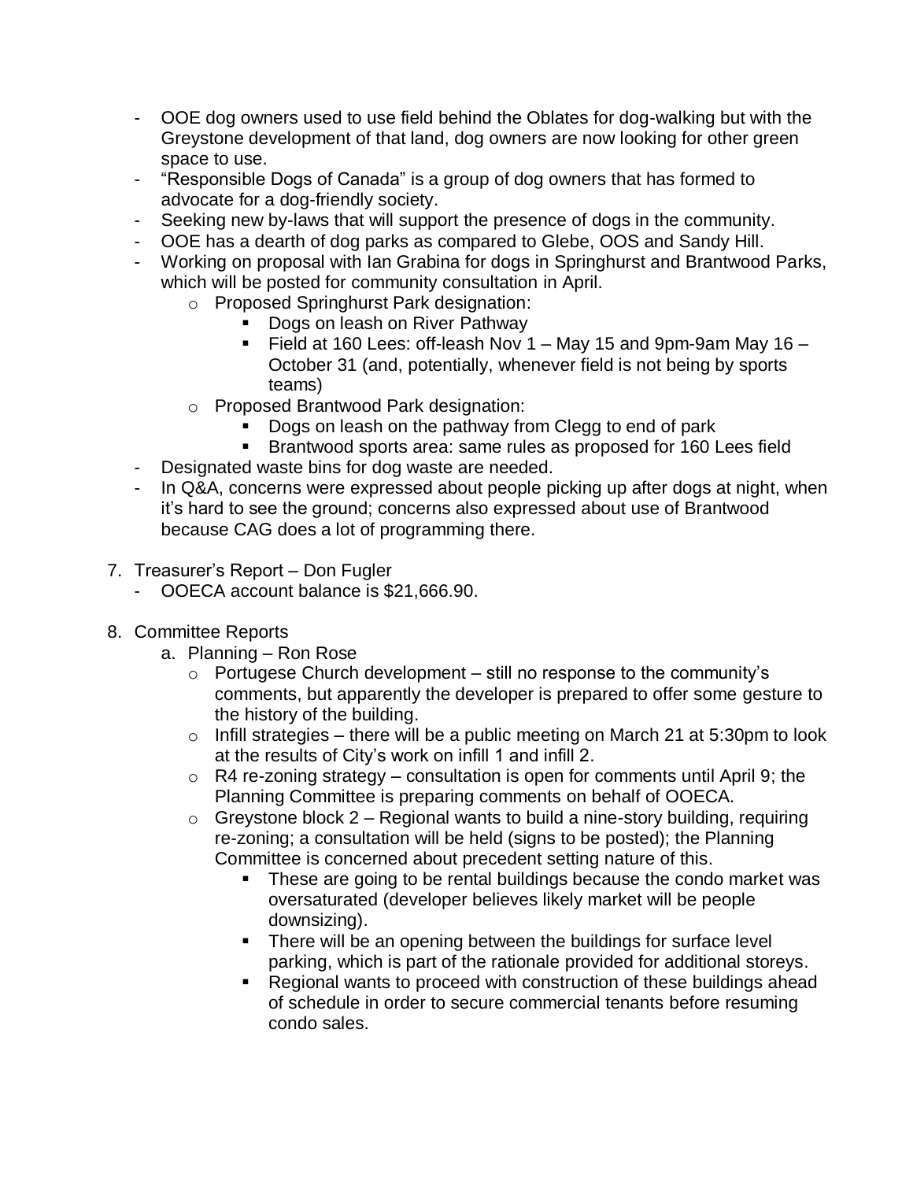- OOE dog owners used to use field behind the Oblates for dog-walking but with the Greystone development of that land, dog owners are now looking for other green space to use.
- "Responsible Dogs of Canada" is a group of dog owners that has formed to advocate for a dog-friendly society.
- Seeking new by-laws that will support the presence of dogs in the community.
- OOE has a dearth of dog parks as compared to Glebe, OOS and Sandy Hill.
- Working on proposal with Ian Grabina for dogs in Springhurst and Brantwood Parks, which will be posted for community consultation in April.
    - Proposed Springhurst Park designation:
        - Dogs on leash on River Pathway
        - Field at 160 Lees: off-leash Nov 1 – May 15 and 9pm-9am May 16 – October 31 (and, potentially, whenever field is not being by sports teams)
    - Proposed Brantwood Park designation:
        - Dogs on leash on the pathway from Clegg to end of park
        - Brantwood sports area: same rules as proposed for 160 Lees field
- Designated waste bins for dog waste are needed.
- In Q&A, concerns were expressed about people picking up after dogs at night, when it's hard to see the ground; concerns also expressed about use of Brantwood because CAG does a lot of programming there.

7. Treasurer's Report – Don Fugler
    - OOECA account balance is $21,666.90.

8. Committee Reports
    a. Planning – Ron Rose
        - Portugese Church development – still no response to the community's comments, but apparently the developer is prepared to offer some gesture to the history of the building.
        - Infill strategies – there will be a public meeting on March 21 at 5:30pm to look at the results of City's work on infill 1 and infill 2.
        - R4 re-zoning strategy – consultation is open for comments until April 9; the Planning Committee is preparing comments on behalf of OOECA.
        - Greystone block 2 – Regional wants to build a nine-story building, requiring re-zoning; a consultation will be held (signs to be posted); the Planning Committee is concerned about precedent setting nature of this.
            - These are going to be rental buildings because the condo market was oversaturated (developer believes likely market will be people downsizing).
            - There will be an opening between the buildings for surface level parking, which is part of the rationale provided for additional storeys.
            - Regional wants to proceed with construction of these buildings ahead of schedule in order to secure commercial tenants before resuming condo sales.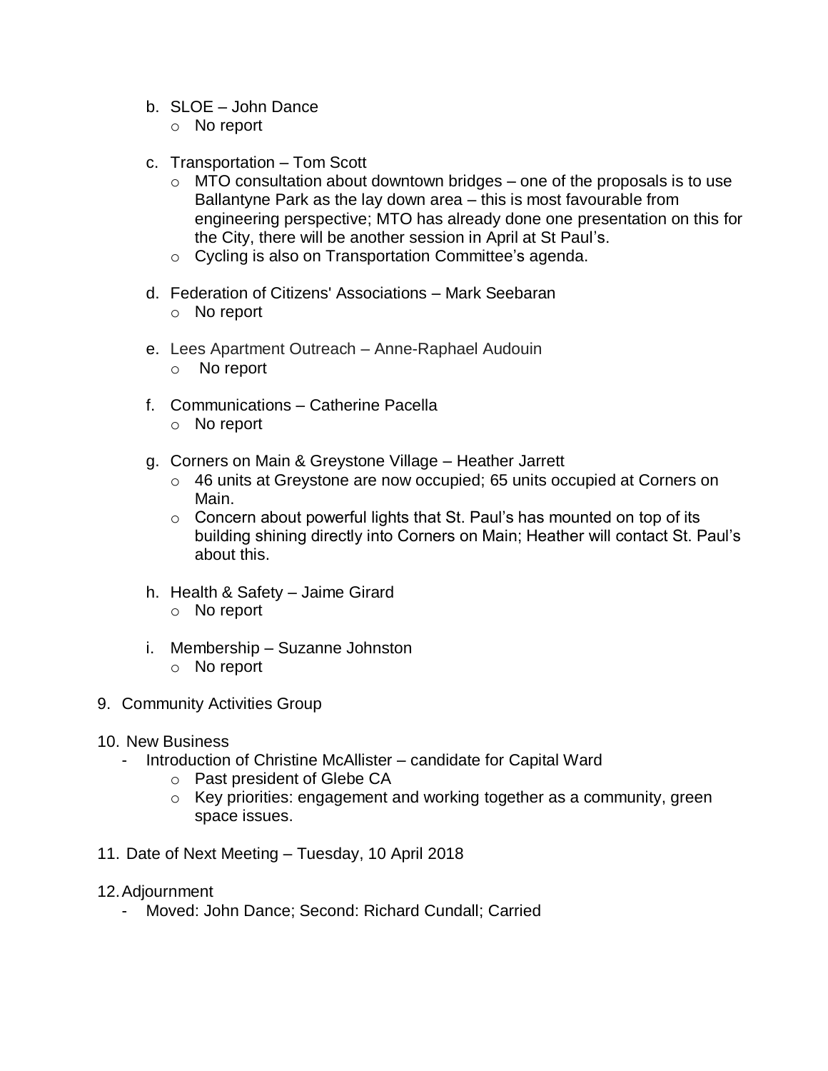b. SLOE – John Dance
   - No report

c. Transportation – Tom Scott
   - MTO consultation about downtown bridges – one of the proposals is to use Ballantyne Park as the lay down area – this is most favourable from engineering perspective; MTO has already done one presentation on this for the City, there will be another session in April at St Paul's.
   - Cycling is also on Transportation Committee's agenda.

d. Federation of Citizens' Associations – Mark Seebaran
   - No report

e. Lees Apartment Outreach – Anne-Raphael Audouin
   - No report

f. Communications – Catherine Pacella
   - No report

g. Corners on Main & Greystone Village – Heather Jarrett
   - 46 units at Greystone are now occupied; 65 units occupied at Corners on Main.
   - Concern about powerful lights that St. Paul's has mounted on top of its building shining directly into Corners on Main; Heather will contact St. Paul's about this.

h. Health & Safety – Jaime Girard
   - No report

i. Membership – Suzanne Johnston
   - No report

9. Community Activities Group

10. New Business
    - Introduction of Christine McAllister – candidate for Capital Ward
      - Past president of Glebe CA
      - Key priorities: engagement and working together as a community, green space issues.

11. Date of Next Meeting – Tuesday, 10 April 2018

12. Adjournment
    - Moved: John Dance; Second: Richard Cundall; Carried